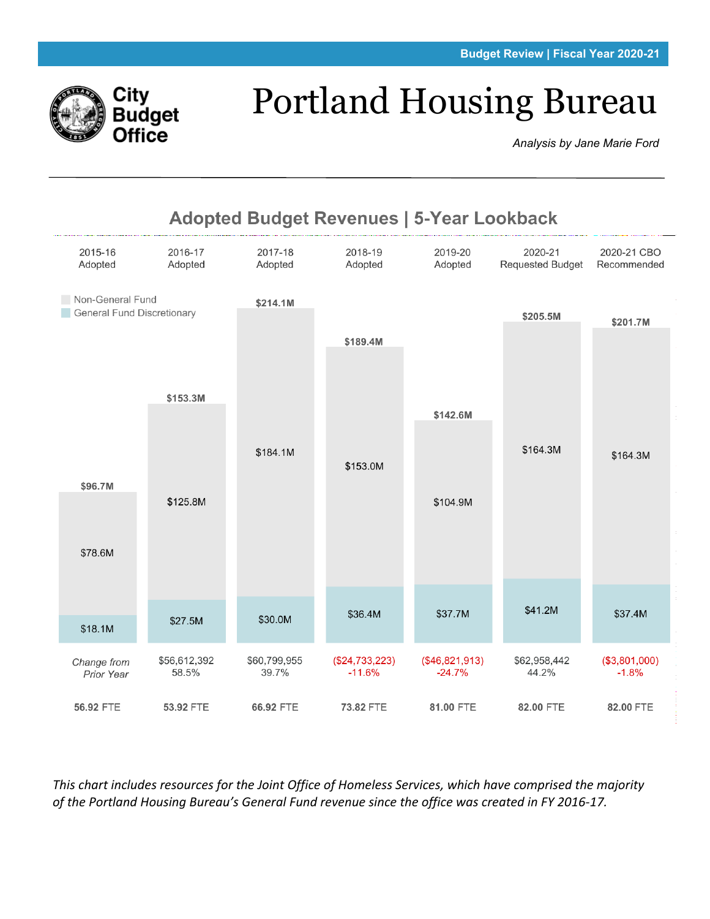Budget Review | Fiscal Year 2020-21

City Budget Office

# Portland Housing Bureau

*Analysis by Jane Marie Ford*

## Adopted Budget Revenues | 5-Year Lookback

| | 2015-16 Adopted | 2016-17 Adopted | 2017-18 Adopted | 2018-19 Adopted | 2019-20 Adopted | 2020-21 Requested Budget | 2020-21 CBO Recommended |
|---|---|---|---|---|---|---|---|
| Total | $96.7M | $153.3M | $214.1M | $189.4M | $142.6M | $205.5M | $201.7M |
| Non-General Fund | $78.6M | $125.8M | $184.1M | $153.0M | $104.9M | $164.3M | $164.3M |
| General Fund Discretionary | $18.1M | $27.5M | $30.0M | $36.4M | $37.7M | $41.2M | $37.4M |
| *Change from Prior Year* | | $56,612,392<br>58.5% | $60,799,955<br>39.7% | ($24,733,223)<br>-11.6% | ($46,821,913)<br>-24.7% | $62,958,442<br>44.2% | ($3,801,000)<br>-1.8% |
| FTE | 56.92 FTE | 53.92 FTE | 66.92 FTE | 73.82 FTE | 81.00 FTE | 82.00 FTE | 82.00 FTE |

*This chart includes resources for the Joint Office of Homeless Services, which have comprised the majority of the Portland Housing Bureau's General Fund revenue since the office was created in FY 2016-17.*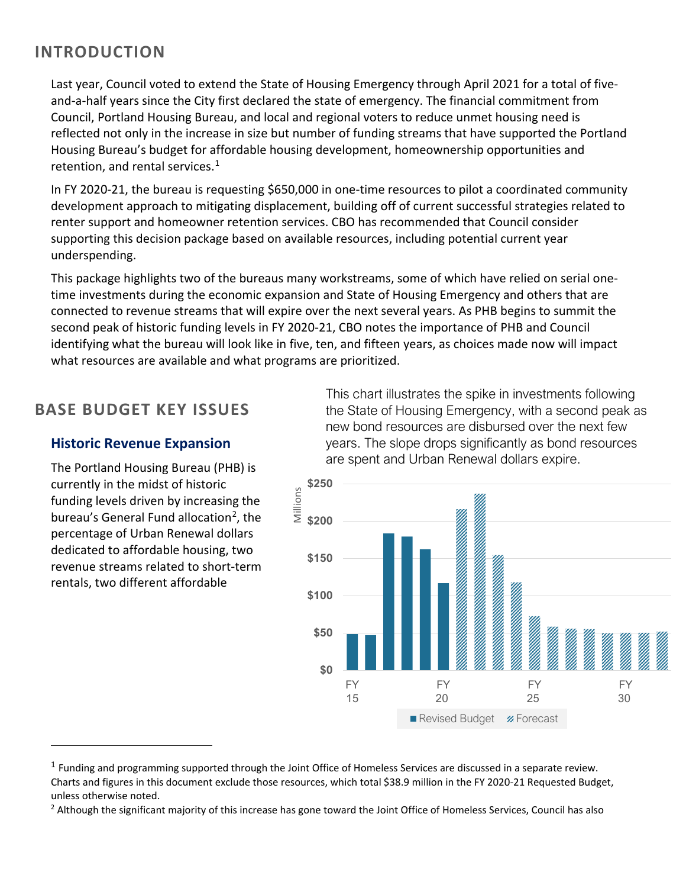## INTRODUCTION

Last year, Council voted to extend the State of Housing Emergency through April 2021 for a total of five-and-a-half years since the City first declared the state of emergency. The financial commitment from Council, Portland Housing Bureau, and local and regional voters to reduce unmet housing need is reflected not only in the increase in size but number of funding streams that have supported the Portland Housing Bureau's budget for affordable housing development, homeownership opportunities and retention, and rental services.[1]

In FY 2020-21, the bureau is requesting $650,000 in one-time resources to pilot a coordinated community development approach to mitigating displacement, building off of current successful strategies related to renter support and homeowner retention services. CBO has recommended that Council consider supporting this decision package based on available resources, including potential current year underspending.

This package highlights two of the bureaus many workstreams, some of which have relied on serial one-time investments during the economic expansion and State of Housing Emergency and others that are connected to revenue streams that will expire over the next several years. As PHB begins to summit the second peak of historic funding levels in FY 2020-21, CBO notes the importance of PHB and Council identifying what the bureau will look like in five, ten, and fifteen years, as choices made now will impact what resources are available and what programs are prioritized.

## BASE BUDGET KEY ISSUES

### Historic Revenue Expansion

The Portland Housing Bureau (PHB) is currently in the midst of historic funding levels driven by increasing the bureau's General Fund allocation[2], the percentage of Urban Renewal dollars dedicated to affordable housing, two revenue streams related to short-term rentals, two different affordable

This chart illustrates the spike in investments following the State of Housing Emergency, with a second peak as new bond resources are disbursed over the next few years. The slope drops significantly as bond resources are spent and Urban Renewal dollars expire.

---

[1] Funding and programming supported through the Joint Office of Homeless Services are discussed in a separate review. Charts and figures in this document exclude those resources, which total $38.9 million in the FY 2020-21 Requested Budget, unless otherwise noted.

[2] Although the significant majority of this increase has gone toward the Joint Office of Homeless Services, Council has also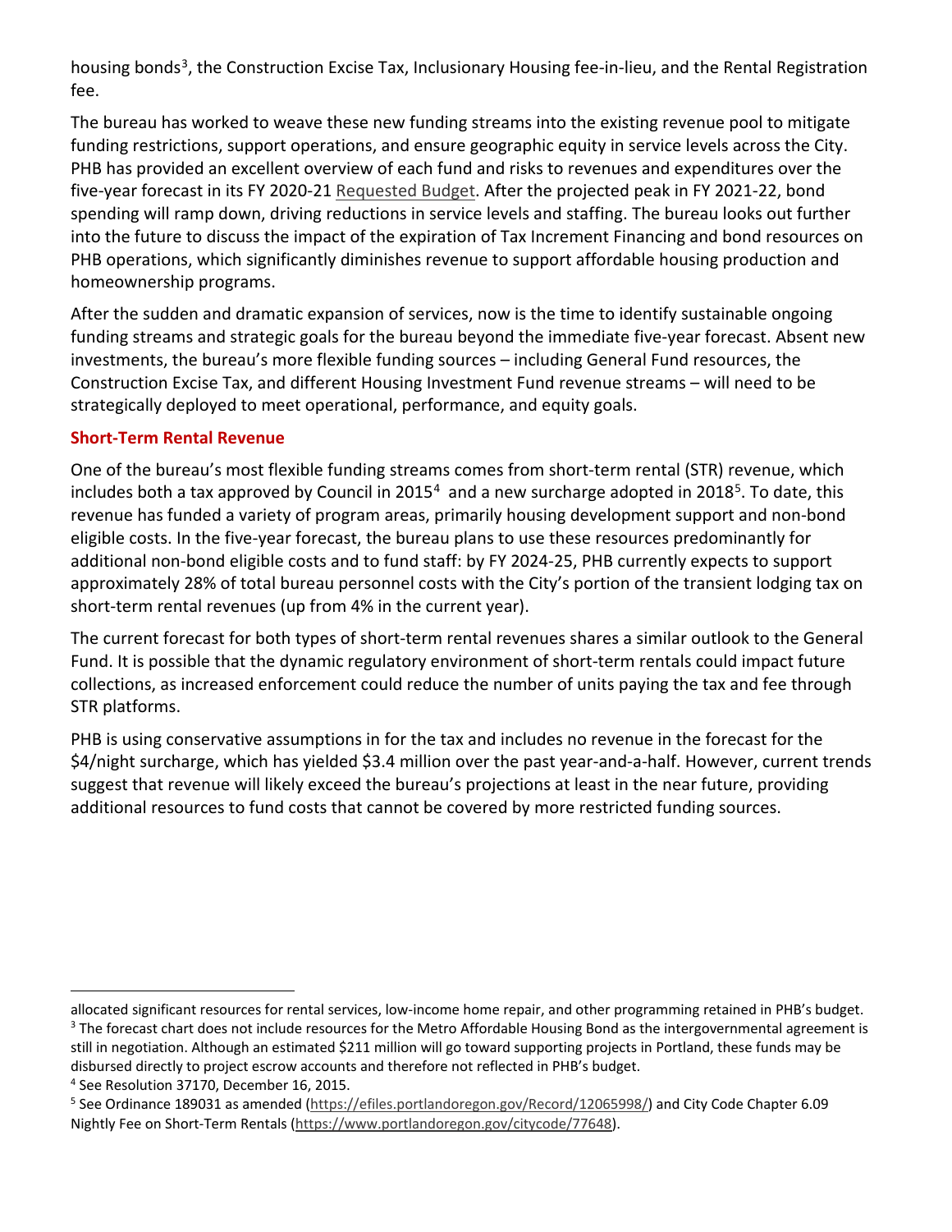housing bonds[3], the Construction Excise Tax, Inclusionary Housing fee-in-lieu, and the Rental Registration fee.

The bureau has worked to weave these new funding streams into the existing revenue pool to mitigate funding restrictions, support operations, and ensure geographic equity in service levels across the City. PHB has provided an excellent overview of each fund and risks to revenues and expenditures over the five-year forecast in its FY 2020-21 Requested Budget. After the projected peak in FY 2021-22, bond spending will ramp down, driving reductions in service levels and staffing. The bureau looks out further into the future to discuss the impact of the expiration of Tax Increment Financing and bond resources on PHB operations, which significantly diminishes revenue to support affordable housing production and homeownership programs.

After the sudden and dramatic expansion of services, now is the time to identify sustainable ongoing funding streams and strategic goals for the bureau beyond the immediate five-year forecast. Absent new investments, the bureau's more flexible funding sources – including General Fund resources, the Construction Excise Tax, and different Housing Investment Fund revenue streams – will need to be strategically deployed to meet operational, performance, and equity goals.

### Short-Term Rental Revenue

One of the bureau's most flexible funding streams comes from short-term rental (STR) revenue, which includes both a tax approved by Council in 2015[4] and a new surcharge adopted in 2018[5]. To date, this revenue has funded a variety of program areas, primarily housing development support and non-bond eligible costs. In the five-year forecast, the bureau plans to use these resources predominantly for additional non-bond eligible costs and to fund staff: by FY 2024-25, PHB currently expects to support approximately 28% of total bureau personnel costs with the City's portion of the transient lodging tax on short-term rental revenues (up from 4% in the current year).

The current forecast for both types of short-term rental revenues shares a similar outlook to the General Fund. It is possible that the dynamic regulatory environment of short-term rentals could impact future collections, as increased enforcement could reduce the number of units paying the tax and fee through STR platforms.

PHB is using conservative assumptions in for the tax and includes no revenue in the forecast for the $4/night surcharge, which has yielded $3.4 million over the past year-and-a-half. However, current trends suggest that revenue will likely exceed the bureau's projections at least in the near future, providing additional resources to fund costs that cannot be covered by more restricted funding sources.

---

allocated significant resources for rental services, low-income home repair, and other programming retained in PHB's budget.

[3] The forecast chart does not include resources for the Metro Affordable Housing Bond as the intergovernmental agreement is still in negotiation. Although an estimated $211 million will go toward supporting projects in Portland, these funds may be disbursed directly to project escrow accounts and therefore not reflected in PHB's budget.

[4] See Resolution 37170, December 16, 2015.

[5] See Ordinance 189031 as amended (https://efiles.portlandoregon.gov/Record/12065998/) and City Code Chapter 6.09 Nightly Fee on Short-Term Rentals (https://www.portlandoregon.gov/citycode/77648).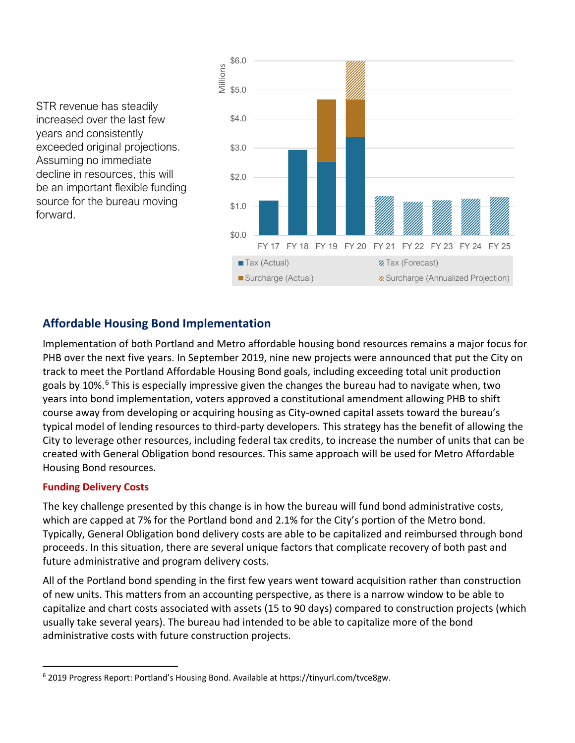STR revenue has steadily increased over the last few years and consistently exceeded original projections. Assuming no immediate decline in resources, this will be an important flexible funding source for the bureau moving forward.

## Affordable Housing Bond Implementation

Implementation of both Portland and Metro affordable housing bond resources remains a major focus for PHB over the next five years. In September 2019, nine new projects were announced that put the City on track to meet the Portland Affordable Housing Bond goals, including exceeding total unit production goals by 10%.[6] This is especially impressive given the changes the bureau had to navigate when, two years into bond implementation, voters approved a constitutional amendment allowing PHB to shift course away from developing or acquiring housing as City-owned capital assets toward the bureau's typical model of lending resources to third-party developers. This strategy has the benefit of allowing the City to leverage other resources, including federal tax credits, to increase the number of units that can be created with General Obligation bond resources. This same approach will be used for Metro Affordable Housing Bond resources.

### Funding Delivery Costs

The key challenge presented by this change is in how the bureau will fund bond administrative costs, which are capped at 7% for the Portland bond and 2.1% for the City's portion of the Metro bond. Typically, General Obligation bond delivery costs are able to be capitalized and reimbursed through bond proceeds. In this situation, there are several unique factors that complicate recovery of both past and future administrative and program delivery costs.

All of the Portland bond spending in the first few years went toward acquisition rather than construction of new units. This matters from an accounting perspective, as there is a narrow window to be able to capitalize and chart costs associated with assets (15 to 90 days) compared to construction projects (which usually take several years). The bureau had intended to be able to capitalize more of the bond administrative costs with future construction projects.

[6] 2019 Progress Report: Portland's Housing Bond. Available at https://tinyurl.com/tvce8gw.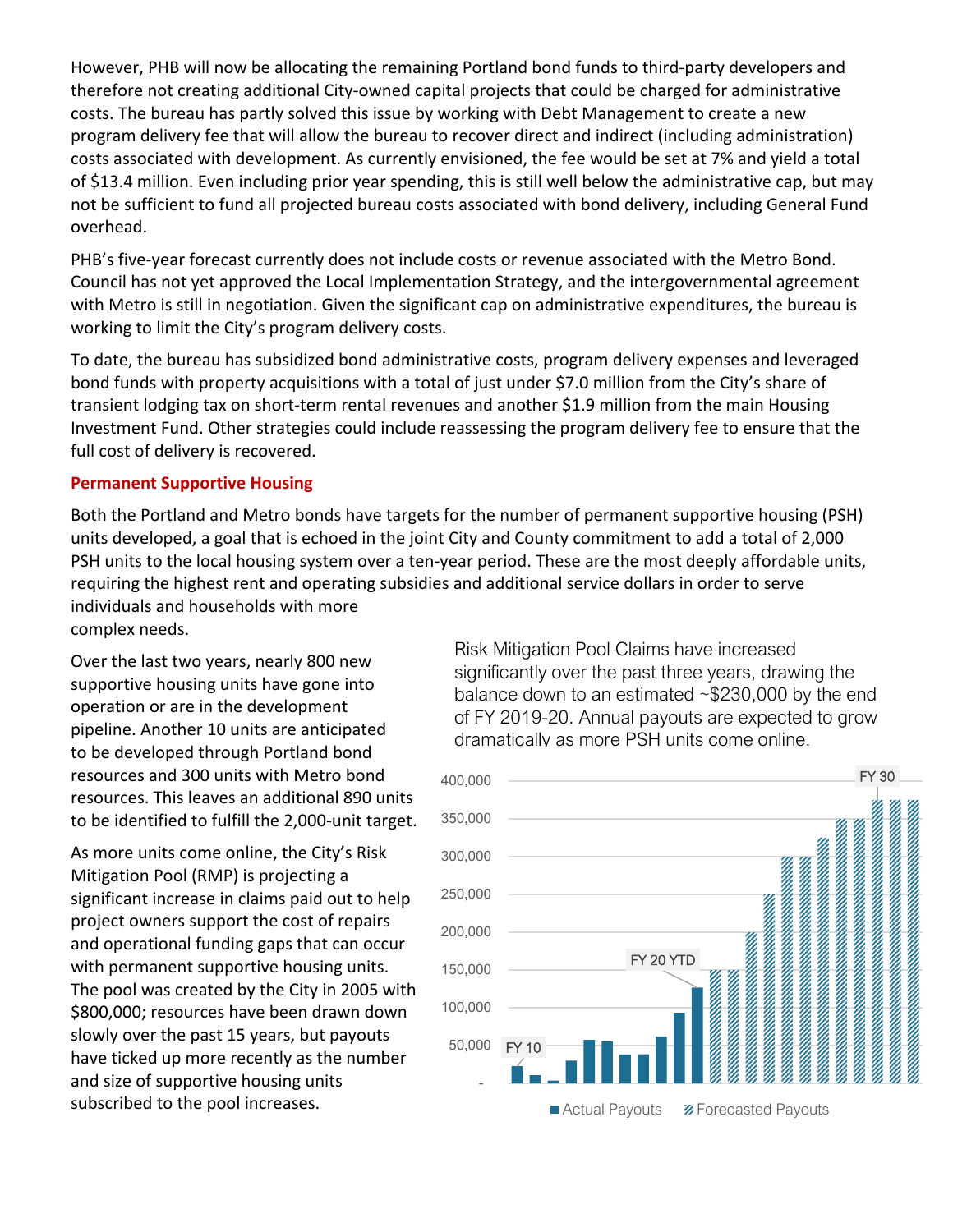However, PHB will now be allocating the remaining Portland bond funds to third-party developers and therefore not creating additional City-owned capital projects that could be charged for administrative costs. The bureau has partly solved this issue by working with Debt Management to create a new program delivery fee that will allow the bureau to recover direct and indirect (including administration) costs associated with development. As currently envisioned, the fee would be set at 7% and yield a total of $13.4 million. Even including prior year spending, this is still well below the administrative cap, but may not be sufficient to fund all projected bureau costs associated with bond delivery, including General Fund overhead.

PHB's five-year forecast currently does not include costs or revenue associated with the Metro Bond. Council has not yet approved the Local Implementation Strategy, and the intergovernmental agreement with Metro is still in negotiation. Given the significant cap on administrative expenditures, the bureau is working to limit the City's program delivery costs.

To date, the bureau has subsidized bond administrative costs, program delivery expenses and leveraged bond funds with property acquisitions with a total of just under $7.0 million from the City's share of transient lodging tax on short-term rental revenues and another $1.9 million from the main Housing Investment Fund. Other strategies could include reassessing the program delivery fee to ensure that the full cost of delivery is recovered.

### Permanent Supportive Housing

Both the Portland and Metro bonds have targets for the number of permanent supportive housing (PSH) units developed, a goal that is echoed in the joint City and County commitment to add a total of 2,000 PSH units to the local housing system over a ten-year period. These are the most deeply affordable units, requiring the highest rent and operating subsidies and additional service dollars in order to serve individuals and households with more complex needs.

Over the last two years, nearly 800 new supportive housing units have gone into operation or are in the development pipeline. Another 10 units are anticipated to be developed through Portland bond resources and 300 units with Metro bond resources. This leaves an additional 890 units to be identified to fulfill the 2,000-unit target.

As more units come online, the City's Risk Mitigation Pool (RMP) is projecting a significant increase in claims paid out to help project owners support the cost of repairs and operational funding gaps that can occur with permanent supportive housing units. The pool was created by the City in 2005 with $800,000; resources have been drawn down slowly over the past 15 years, but payouts have ticked up more recently as the number and size of supportive housing units subscribed to the pool increases.

Risk Mitigation Pool Claims have increased significantly over the past three years, drawing the balance down to an estimated ~$230,000 by the end of FY 2019-20. Annual payouts are expected to grow dramatically as more PSH units come online.

Chart labels: FY 10; FY 20 YTD; FY 30. Y-axis: –, 50,000, 100,000, 150,000, 200,000, 250,000, 300,000, 350,000, 400,000. Legend: Actual Payouts; Forecasted Payouts.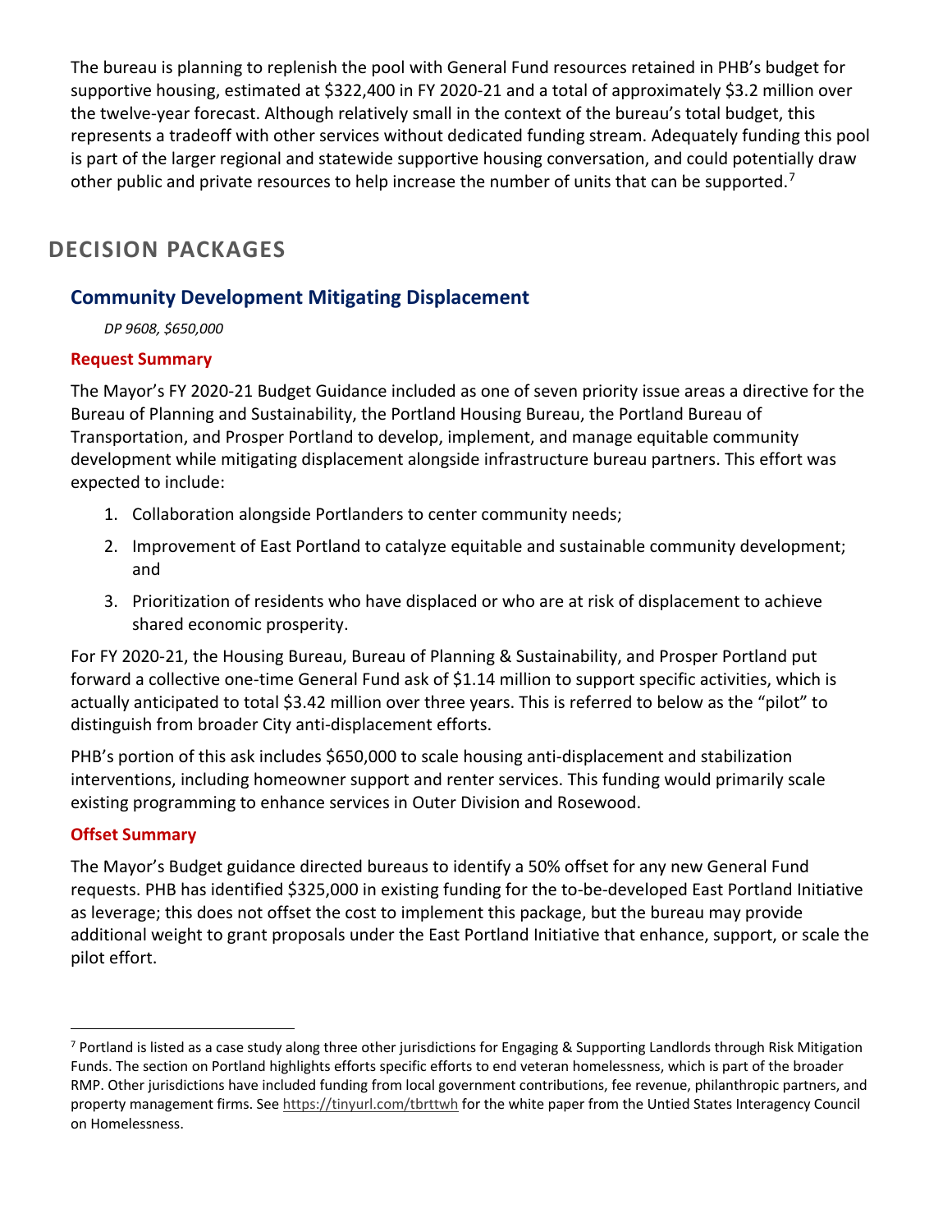The bureau is planning to replenish the pool with General Fund resources retained in PHB's budget for supportive housing, estimated at $322,400 in FY 2020-21 and a total of approximately $3.2 million over the twelve-year forecast. Although relatively small in the context of the bureau's total budget, this represents a tradeoff with other services without dedicated funding stream. Adequately funding this pool is part of the larger regional and statewide supportive housing conversation, and could potentially draw other public and private resources to help increase the number of units that can be supported.[7]

## DECISION PACKAGES

### Community Development Mitigating Displacement

*DP 9608, $650,000*

#### Request Summary

The Mayor's FY 2020-21 Budget Guidance included as one of seven priority issue areas a directive for the Bureau of Planning and Sustainability, the Portland Housing Bureau, the Portland Bureau of Transportation, and Prosper Portland to develop, implement, and manage equitable community development while mitigating displacement alongside infrastructure bureau partners. This effort was expected to include:

1. Collaboration alongside Portlanders to center community needs;
2. Improvement of East Portland to catalyze equitable and sustainable community development; and
3. Prioritization of residents who have displaced or who are at risk of displacement to achieve shared economic prosperity.

For FY 2020-21, the Housing Bureau, Bureau of Planning & Sustainability, and Prosper Portland put forward a collective one-time General Fund ask of $1.14 million to support specific activities, which is actually anticipated to total $3.42 million over three years. This is referred to below as the "pilot" to distinguish from broader City anti-displacement efforts.

PHB's portion of this ask includes $650,000 to scale housing anti-displacement and stabilization interventions, including homeowner support and renter services. This funding would primarily scale existing programming to enhance services in Outer Division and Rosewood.

#### Offset Summary

The Mayor's Budget guidance directed bureaus to identify a 50% offset for any new General Fund requests. PHB has identified $325,000 in existing funding for the to-be-developed East Portland Initiative as leverage; this does not offset the cost to implement this package, but the bureau may provide additional weight to grant proposals under the East Portland Initiative that enhance, support, or scale the pilot effort.

---

[7] Portland is listed as a case study along three other jurisdictions for Engaging & Supporting Landlords through Risk Mitigation Funds. The section on Portland highlights efforts specific efforts to end veteran homelessness, which is part of the broader RMP. Other jurisdictions have included funding from local government contributions, fee revenue, philanthropic partners, and property management firms. See https://tinyurl.com/tbrttwh for the white paper from the Untied States Interagency Council on Homelessness.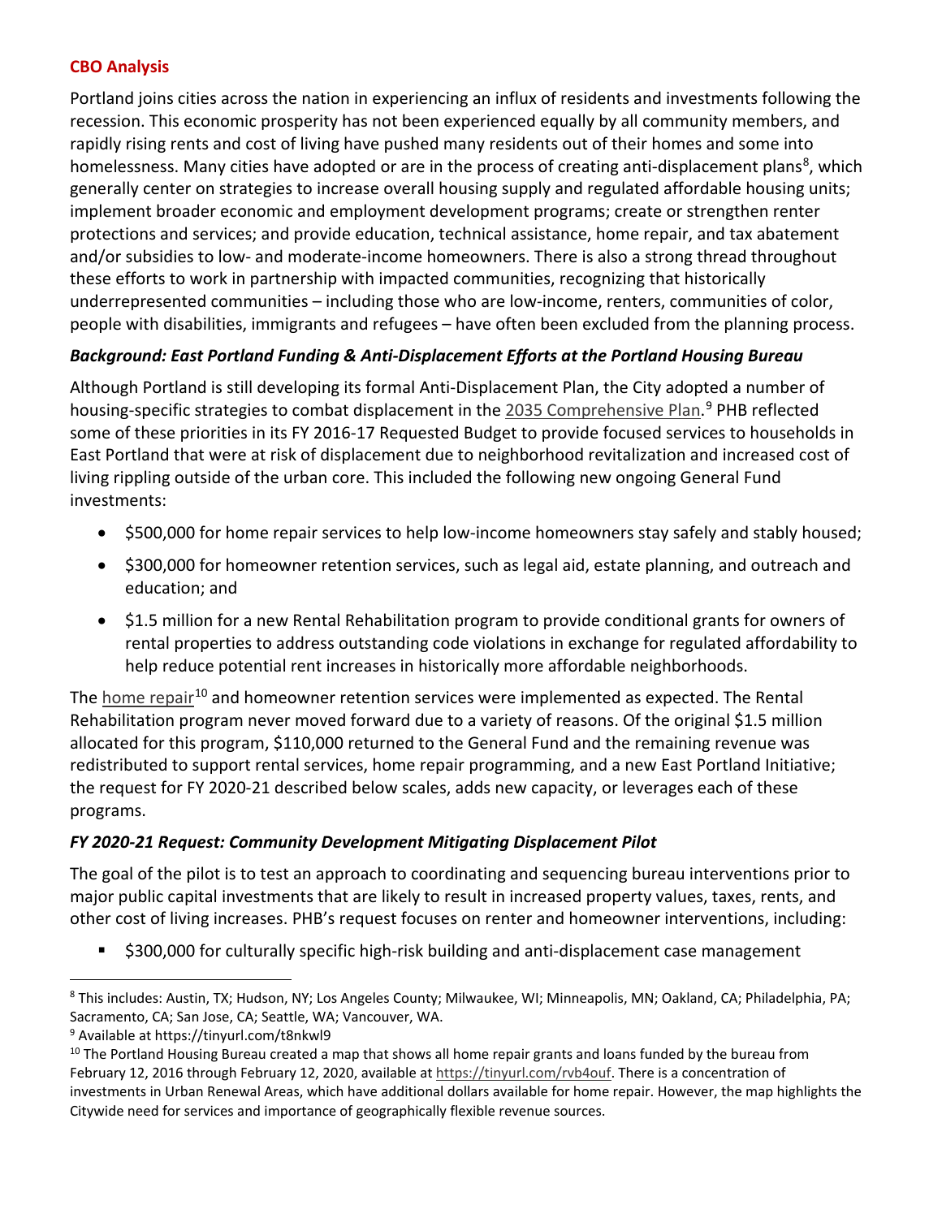## CBO Analysis

Portland joins cities across the nation in experiencing an influx of residents and investments following the recession. This economic prosperity has not been experienced equally by all community members, and rapidly rising rents and cost of living have pushed many residents out of their homes and some into homelessness. Many cities have adopted or are in the process of creating anti-displacement plans[8], which generally center on strategies to increase overall housing supply and regulated affordable housing units; implement broader economic and employment development programs; create or strengthen renter protections and services; and provide education, technical assistance, home repair, and tax abatement and/or subsidies to low- and moderate-income homeowners. There is also a strong thread throughout these efforts to work in partnership with impacted communities, recognizing that historically underrepresented communities – including those who are low-income, renters, communities of color, people with disabilities, immigrants and refugees – have often been excluded from the planning process.

### *Background: East Portland Funding & Anti-Displacement Efforts at the Portland Housing Bureau*

Although Portland is still developing its formal Anti-Displacement Plan, the City adopted a number of housing-specific strategies to combat displacement in the 2035 Comprehensive Plan.[9] PHB reflected some of these priorities in its FY 2016-17 Requested Budget to provide focused services to households in East Portland that were at risk of displacement due to neighborhood revitalization and increased cost of living rippling outside of the urban core. This included the following new ongoing General Fund investments:

- $500,000 for home repair services to help low-income homeowners stay safely and stably housed;
- $300,000 for homeowner retention services, such as legal aid, estate planning, and outreach and education; and
- $1.5 million for a new Rental Rehabilitation program to provide conditional grants for owners of rental properties to address outstanding code violations in exchange for regulated affordability to help reduce potential rent increases in historically more affordable neighborhoods.

The home repair[10] and homeowner retention services were implemented as expected. The Rental Rehabilitation program never moved forward due to a variety of reasons. Of the original $1.5 million allocated for this program, $110,000 returned to the General Fund and the remaining revenue was redistributed to support rental services, home repair programming, and a new East Portland Initiative; the request for FY 2020-21 described below scales, adds new capacity, or leverages each of these programs.

### *FY 2020-21 Request: Community Development Mitigating Displacement Pilot*

The goal of the pilot is to test an approach to coordinating and sequencing bureau interventions prior to major public capital investments that are likely to result in increased property values, taxes, rents, and other cost of living increases. PHB's request focuses on renter and homeowner interventions, including:

- $300,000 for culturally specific high-risk building and anti-displacement case management

---

[8] This includes: Austin, TX; Hudson, NY; Los Angeles County; Milwaukee, WI; Minneapolis, MN; Oakland, CA; Philadelphia, PA; Sacramento, CA; San Jose, CA; Seattle, WA; Vancouver, WA.

[9] Available at https://tinyurl.com/t8nkwl9

[10] The Portland Housing Bureau created a map that shows all home repair grants and loans funded by the bureau from February 12, 2016 through February 12, 2020, available at https://tinyurl.com/rvb4ouf. There is a concentration of investments in Urban Renewal Areas, which have additional dollars available for home repair. However, the map highlights the Citywide need for services and importance of geographically flexible revenue sources.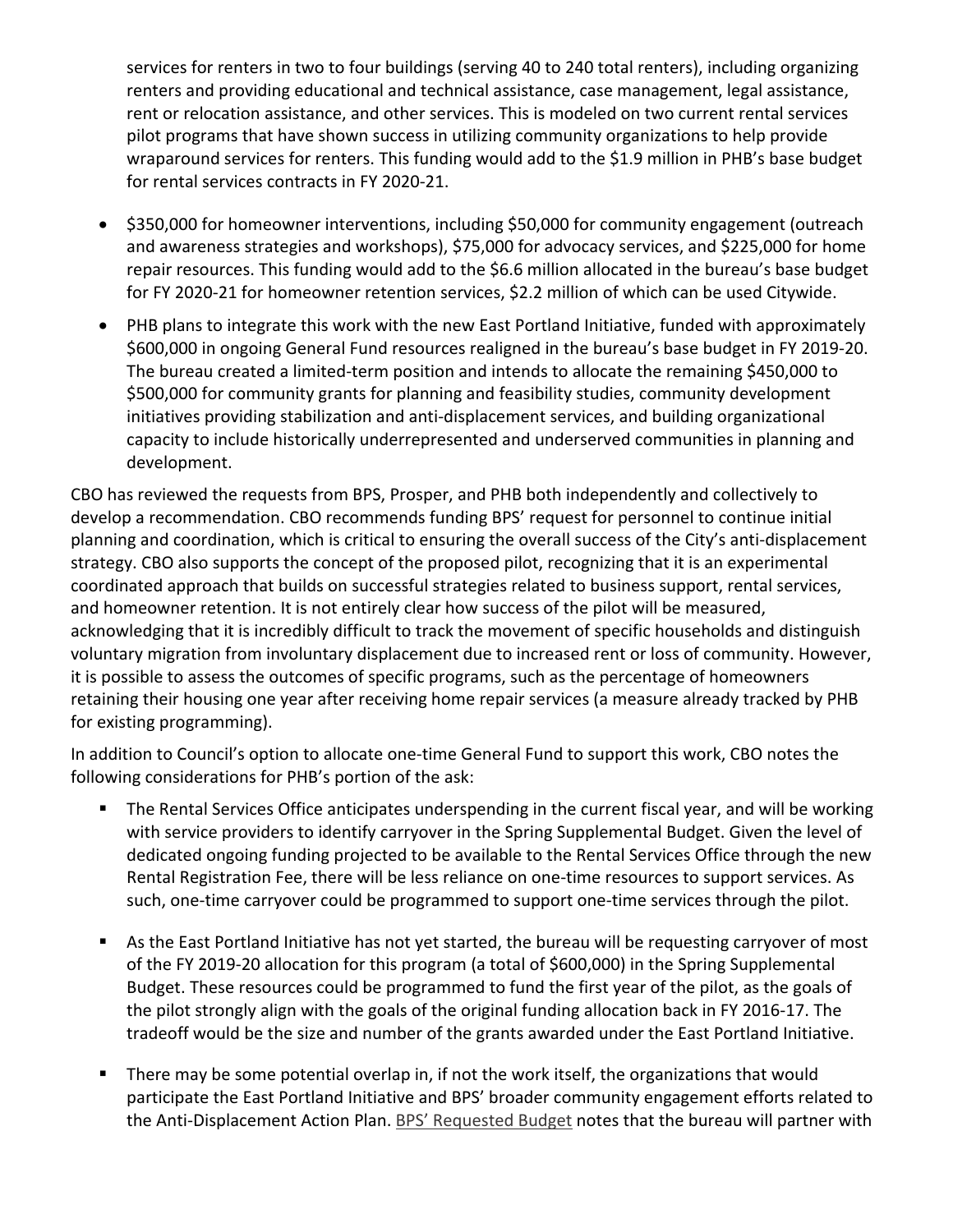services for renters in two to four buildings (serving 40 to 240 total renters), including organizing renters and providing educational and technical assistance, case management, legal assistance, rent or relocation assistance, and other services. This is modeled on two current rental services pilot programs that have shown success in utilizing community organizations to help provide wraparound services for renters. This funding would add to the $1.9 million in PHB's base budget for rental services contracts in FY 2020-21.

- $350,000 for homeowner interventions, including $50,000 for community engagement (outreach and awareness strategies and workshops), $75,000 for advocacy services, and $225,000 for home repair resources. This funding would add to the $6.6 million allocated in the bureau's base budget for FY 2020-21 for homeowner retention services, $2.2 million of which can be used Citywide.
- PHB plans to integrate this work with the new East Portland Initiative, funded with approximately $600,000 in ongoing General Fund resources realigned in the bureau's base budget in FY 2019-20. The bureau created a limited-term position and intends to allocate the remaining $450,000 to $500,000 for community grants for planning and feasibility studies, community development initiatives providing stabilization and anti-displacement services, and building organizational capacity to include historically underrepresented and underserved communities in planning and development.

CBO has reviewed the requests from BPS, Prosper, and PHB both independently and collectively to develop a recommendation. CBO recommends funding BPS' request for personnel to continue initial planning and coordination, which is critical to ensuring the overall success of the City's anti-displacement strategy. CBO also supports the concept of the proposed pilot, recognizing that it is an experimental coordinated approach that builds on successful strategies related to business support, rental services, and homeowner retention. It is not entirely clear how success of the pilot will be measured, acknowledging that it is incredibly difficult to track the movement of specific households and distinguish voluntary migration from involuntary displacement due to increased rent or loss of community. However, it is possible to assess the outcomes of specific programs, such as the percentage of homeowners retaining their housing one year after receiving home repair services (a measure already tracked by PHB for existing programming).

In addition to Council's option to allocate one-time General Fund to support this work, CBO notes the following considerations for PHB's portion of the ask:

- The Rental Services Office anticipates underspending in the current fiscal year, and will be working with service providers to identify carryover in the Spring Supplemental Budget. Given the level of dedicated ongoing funding projected to be available to the Rental Services Office through the new Rental Registration Fee, there will be less reliance on one-time resources to support services. As such, one-time carryover could be programmed to support one-time services through the pilot.
- As the East Portland Initiative has not yet started, the bureau will be requesting carryover of most of the FY 2019-20 allocation for this program (a total of $600,000) in the Spring Supplemental Budget. These resources could be programmed to fund the first year of the pilot, as the goals of the pilot strongly align with the goals of the original funding allocation back in FY 2016-17. The tradeoff would be the size and number of the grants awarded under the East Portland Initiative.
- There may be some potential overlap in, if not the work itself, the organizations that would participate the East Portland Initiative and BPS' broader community engagement efforts related to the Anti-Displacement Action Plan. BPS' Requested Budget notes that the bureau will partner with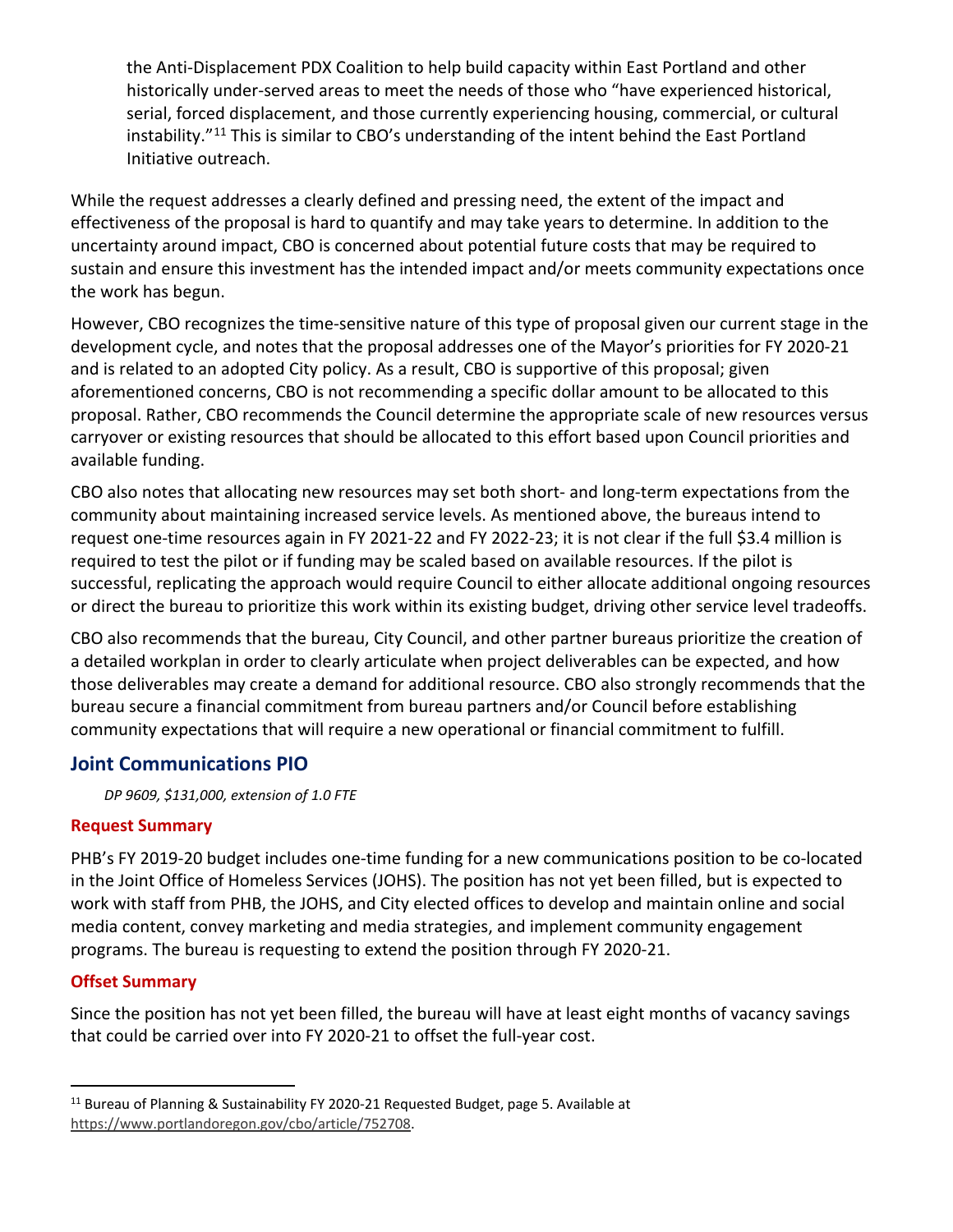the Anti-Displacement PDX Coalition to help build capacity within East Portland and other historically under-served areas to meet the needs of those who "have experienced historical, serial, forced displacement, and those currently experiencing housing, commercial, or cultural instability."[11] This is similar to CBO's understanding of the intent behind the East Portland Initiative outreach.

While the request addresses a clearly defined and pressing need, the extent of the impact and effectiveness of the proposal is hard to quantify and may take years to determine. In addition to the uncertainty around impact, CBO is concerned about potential future costs that may be required to sustain and ensure this investment has the intended impact and/or meets community expectations once the work has begun.

However, CBO recognizes the time-sensitive nature of this type of proposal given our current stage in the development cycle, and notes that the proposal addresses one of the Mayor's priorities for FY 2020-21 and is related to an adopted City policy. As a result, CBO is supportive of this proposal; given aforementioned concerns, CBO is not recommending a specific dollar amount to be allocated to this proposal. Rather, CBO recommends the Council determine the appropriate scale of new resources versus carryover or existing resources that should be allocated to this effort based upon Council priorities and available funding.

CBO also notes that allocating new resources may set both short- and long-term expectations from the community about maintaining increased service levels. As mentioned above, the bureaus intend to request one-time resources again in FY 2021-22 and FY 2022-23; it is not clear if the full $3.4 million is required to test the pilot or if funding may be scaled based on available resources. If the pilot is successful, replicating the approach would require Council to either allocate additional ongoing resources or direct the bureau to prioritize this work within its existing budget, driving other service level tradeoffs.

CBO also recommends that the bureau, City Council, and other partner bureaus prioritize the creation of a detailed workplan in order to clearly articulate when project deliverables can be expected, and how those deliverables may create a demand for additional resource. CBO also strongly recommends that the bureau secure a financial commitment from bureau partners and/or Council before establishing community expectations that will require a new operational or financial commitment to fulfill.

## Joint Communications PIO

*DP 9609, $131,000, extension of 1.0 FTE*

### Request Summary

PHB's FY 2019-20 budget includes one-time funding for a new communications position to be co-located in the Joint Office of Homeless Services (JOHS). The position has not yet been filled, but is expected to work with staff from PHB, the JOHS, and City elected offices to develop and maintain online and social media content, convey marketing and media strategies, and implement community engagement programs. The bureau is requesting to extend the position through FY 2020-21.

### Offset Summary

Since the position has not yet been filled, the bureau will have at least eight months of vacancy savings that could be carried over into FY 2020-21 to offset the full-year cost.

---

[11] Bureau of Planning & Sustainability FY 2020-21 Requested Budget, page 5. Available at https://www.portlandoregon.gov/cbo/article/752708.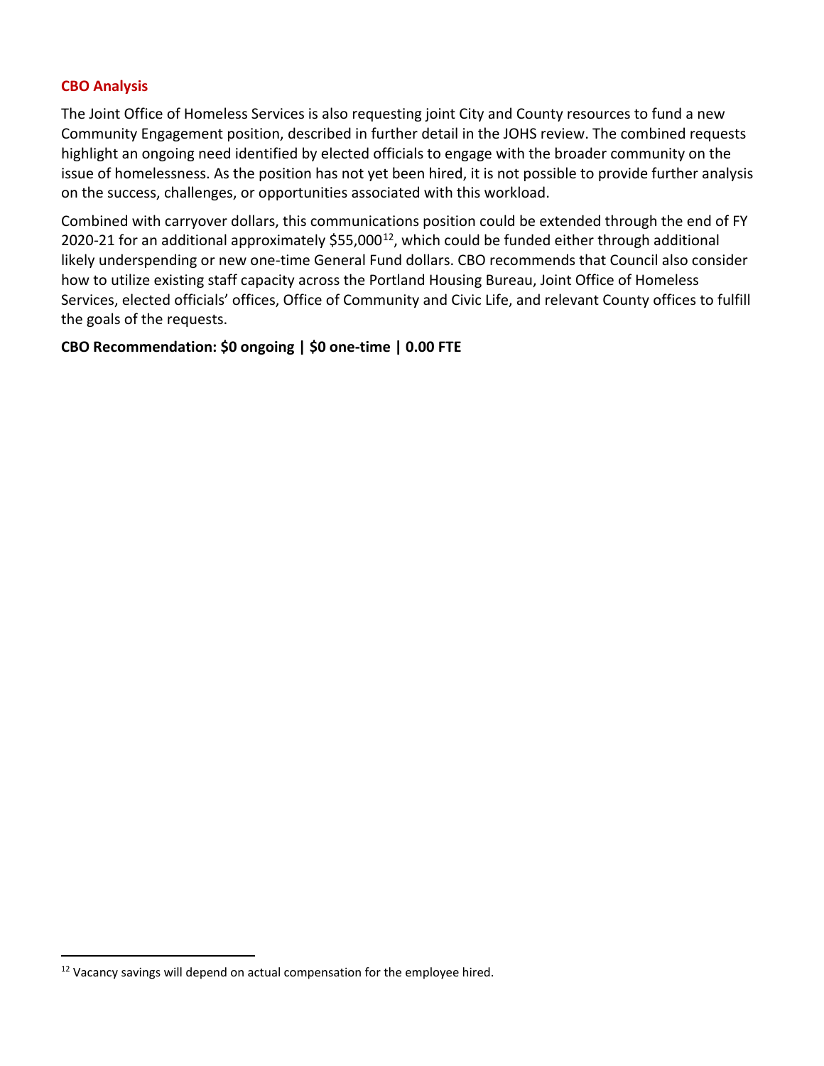### CBO Analysis

The Joint Office of Homeless Services is also requesting joint City and County resources to fund a new Community Engagement position, described in further detail in the JOHS review. The combined requests highlight an ongoing need identified by elected officials to engage with the broader community on the issue of homelessness. As the position has not yet been hired, it is not possible to provide further analysis on the success, challenges, or opportunities associated with this workload.

Combined with carryover dollars, this communications position could be extended through the end of FY 2020-21 for an additional approximately $55,000[12], which could be funded either through additional likely underspending or new one-time General Fund dollars. CBO recommends that Council also consider how to utilize existing staff capacity across the Portland Housing Bureau, Joint Office of Homeless Services, elected officials' offices, Office of Community and Civic Life, and relevant County offices to fulfill the goals of the requests.

**CBO Recommendation: $0 ongoing | $0 one-time | 0.00 FTE**

---

[12] Vacancy savings will depend on actual compensation for the employee hired.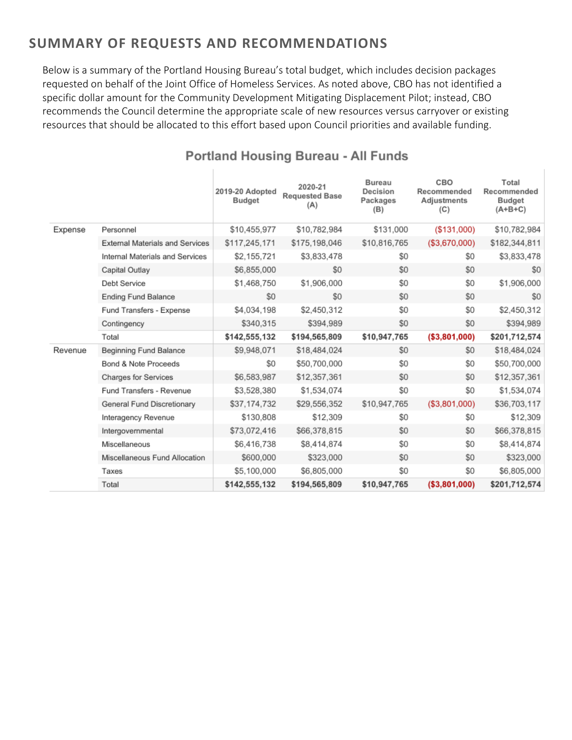## SUMMARY OF REQUESTS AND RECOMMENDATIONS

Below is a summary of the Portland Housing Bureau's total budget, which includes decision packages requested on behalf of the Joint Office of Homeless Services. As noted above, CBO has not identified a specific dollar amount for the Community Development Mitigating Displacement Pilot; instead, CBO recommends the Council determine the appropriate scale of new resources versus carryover or existing resources that should be allocated to this effort based upon Council priorities and available funding.

### Portland Housing Bureau - All Funds

| | | 2019-20 Adopted Budget | 2020-21 Requested Base (A) | Bureau Decision Packages (B) | CBO Recommended Adjustments (C) | Total Recommended Budget (A+B+C) |
|---|---|---|---|---|---|---|
| Expense | Personnel | $10,455,977 | $10,782,984 | $131,000 | ($131,000) | $10,782,984 |
| | External Materials and Services | $117,245,171 | $175,198,046 | $10,816,765 | ($3,670,000) | $182,344,811 |
| | Internal Materials and Services | $2,155,721 | $3,833,478 | $0 | $0 | $3,833,478 |
| | Capital Outlay | $6,855,000 | $0 | $0 | $0 | $0 |
| | Debt Service | $1,468,750 | $1,906,000 | $0 | $0 | $1,906,000 |
| | Ending Fund Balance | $0 | $0 | $0 | $0 | $0 |
| | Fund Transfers - Expense | $4,034,198 | $2,450,312 | $0 | $0 | $2,450,312 |
| | Contingency | $340,315 | $394,989 | $0 | $0 | $394,989 |
| | Total | **$142,555,132** | **$194,565,809** | **$10,947,765** | **($3,801,000)** | **$201,712,574** |
| Revenue | Beginning Fund Balance | $9,948,071 | $18,484,024 | $0 | $0 | $18,484,024 |
| | Bond & Note Proceeds | $0 | $50,700,000 | $0 | $0 | $50,700,000 |
| | Charges for Services | $6,583,987 | $12,357,361 | $0 | $0 | $12,357,361 |
| | Fund Transfers - Revenue | $3,528,380 | $1,534,074 | $0 | $0 | $1,534,074 |
| | General Fund Discretionary | $37,174,732 | $29,556,352 | $10,947,765 | ($3,801,000) | $36,703,117 |
| | Interagency Revenue | $130,808 | $12,309 | $0 | $0 | $12,309 |
| | Intergovernmental | $73,072,416 | $66,378,815 | $0 | $0 | $66,378,815 |
| | Miscellaneous | $6,416,738 | $8,414,874 | $0 | $0 | $8,414,874 |
| | Miscellaneous Fund Allocation | $600,000 | $323,000 | $0 | $0 | $323,000 |
| | Taxes | $5,100,000 | $6,805,000 | $0 | $0 | $6,805,000 |
| | Total | **$142,555,132** | **$194,565,809** | **$10,947,765** | **($3,801,000)** | **$201,712,574** |